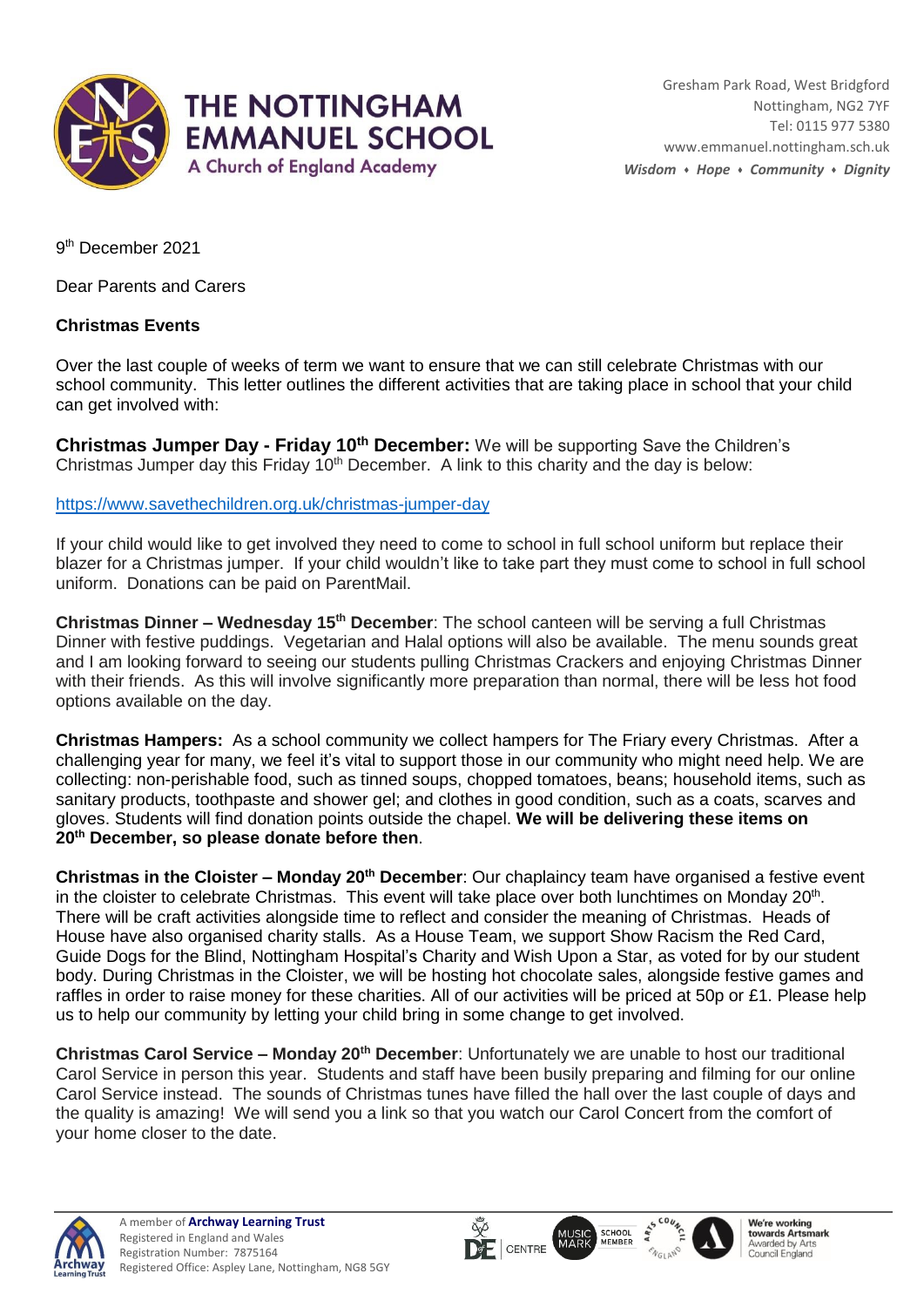# THE NOTTINGHAM EMMANUEL SCHOOL

A Church of England Academy

Gresham Park Road, West Bridgford
Nottingham, NG2 7YF
Tel: 0115 977 5380
www.emmanuel.nottingham.sch.uk
***Wisdom • Hope • Community • Dignity***

9th December 2021

Dear Parents and Carers

**Christmas Events**

Over the last couple of weeks of term we want to ensure that we can still celebrate Christmas with our school community. This letter outlines the different activities that are taking place in school that your child can get involved with:

**Christmas Jumper Day - Friday 10th December:** We will be supporting Save the Children's Christmas Jumper day this Friday 10th December. A link to this charity and the day is below:

https://www.savethechildren.org.uk/christmas-jumper-day

If your child would like to get involved they need to come to school in full school uniform but replace their blazer for a Christmas jumper. If your child wouldn't like to take part they must come to school in full school uniform. Donations can be paid on ParentMail.

**Christmas Dinner – Wednesday 15th December**: The school canteen will be serving a full Christmas Dinner with festive puddings. Vegetarian and Halal options will also be available. The menu sounds great and I am looking forward to seeing our students pulling Christmas Crackers and enjoying Christmas Dinner with their friends. As this will involve significantly more preparation than normal, there will be less hot food options available on the day.

**Christmas Hampers:** As a school community we collect hampers for The Friary every Christmas. After a challenging year for many, we feel it's vital to support those in our community who might need help. We are collecting: non-perishable food, such as tinned soups, chopped tomatoes, beans; household items, such as sanitary products, toothpaste and shower gel; and clothes in good condition, such as a coats, scarves and gloves. Students will find donation points outside the chapel. **We will be delivering these items on 20th December, so please donate before then**.

**Christmas in the Cloister – Monday 20th December**: Our chaplaincy team have organised a festive event in the cloister to celebrate Christmas. This event will take place over both lunchtimes on Monday 20th. There will be craft activities alongside time to reflect and consider the meaning of Christmas. Heads of House have also organised charity stalls. As a House Team, we support Show Racism the Red Card, Guide Dogs for the Blind, Nottingham Hospital's Charity and Wish Upon a Star, as voted for by our student body. During Christmas in the Cloister, we will be hosting hot chocolate sales, alongside festive games and raffles in order to raise money for these charities. All of our activities will be priced at 50p or £1. Please help us to help our community by letting your child bring in some change to get involved.

**Christmas Carol Service – Monday 20th December**: Unfortunately we are unable to host our traditional Carol Service in person this year. Students and staff have been busily preparing and filming for our online Carol Service instead. The sounds of Christmas tunes have filled the hall over the last couple of days and the quality is amazing! We will send you a link so that you watch our Carol Concert from the comfort of your home closer to the date.

A member of **Archway Learning Trust**
Registered in England and Wales
Registration Number: 7875164
Registered Office: Aspley Lane, Nottingham, NG8 5GY

We're working towards Artsmark
Awarded by Arts Council England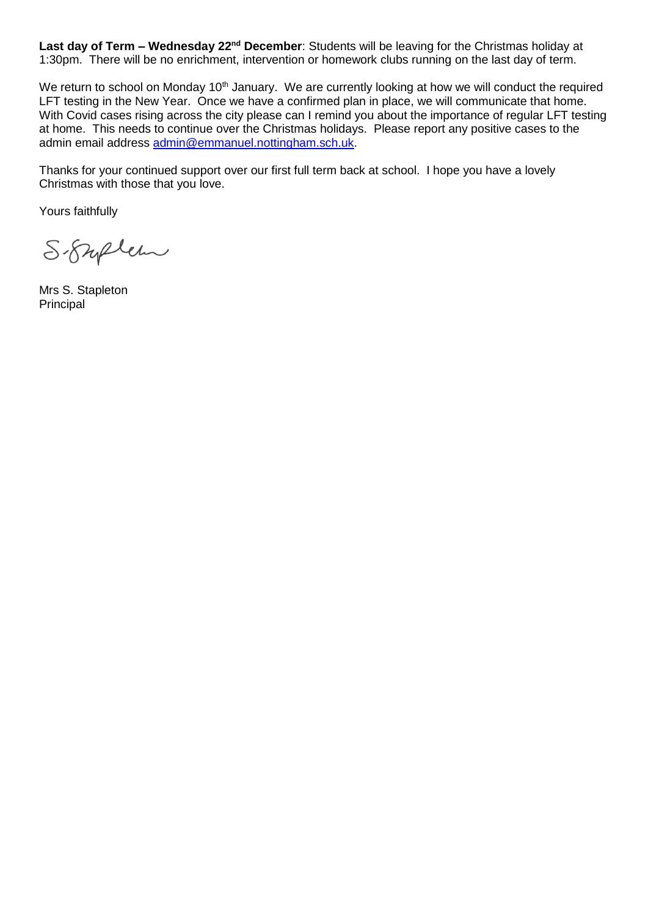**Last day of Term – Wednesday 22nd December**: Students will be leaving for the Christmas holiday at 1:30pm. There will be no enrichment, intervention or homework clubs running on the last day of term.

We return to school on Monday 10th January. We are currently looking at how we will conduct the required LFT testing in the New Year. Once we have a confirmed plan in place, we will communicate that home. With Covid cases rising across the city please can I remind you about the importance of regular LFT testing at home. This needs to continue over the Christmas holidays. Please report any positive cases to the admin email address admin@emmanuel.nottingham.sch.uk.

Thanks for your continued support over our first full term back at school. I hope you have a lovely Christmas with those that you love.

Yours faithfully

S. Stapleton

Mrs S. Stapleton
Principal